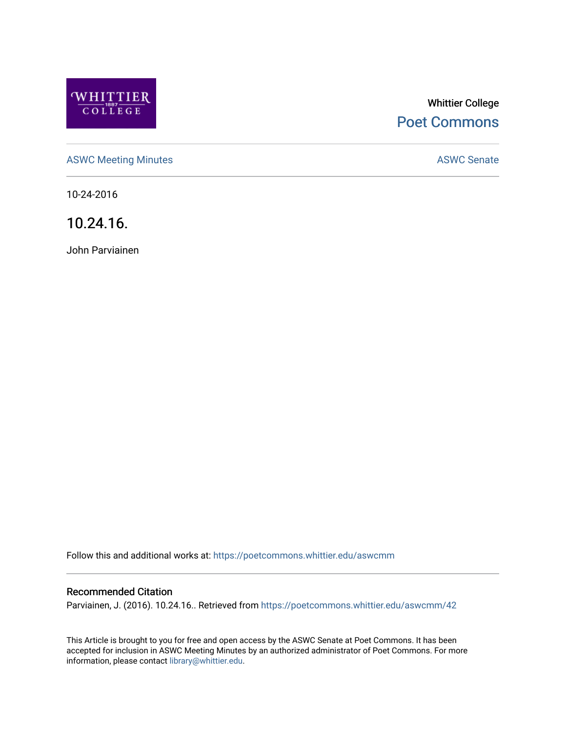Whittier College

Poet Commons

ASWC Meeting Minutes

ASWC Senate

10-24-2016

# 10.24.16.

John Parviainen

Follow this and additional works at: https://poetcommons.whittier.edu/aswcmm

### Recommended Citation

Parviainen, J. (2016). 10.24.16.. Retrieved from https://poetcommons.whittier.edu/aswcmm/42

This Article is brought to you for free and open access by the ASWC Senate at Poet Commons. It has been accepted for inclusion in ASWC Meeting Minutes by an authorized administrator of Poet Commons. For more information, please contact library@whittier.edu.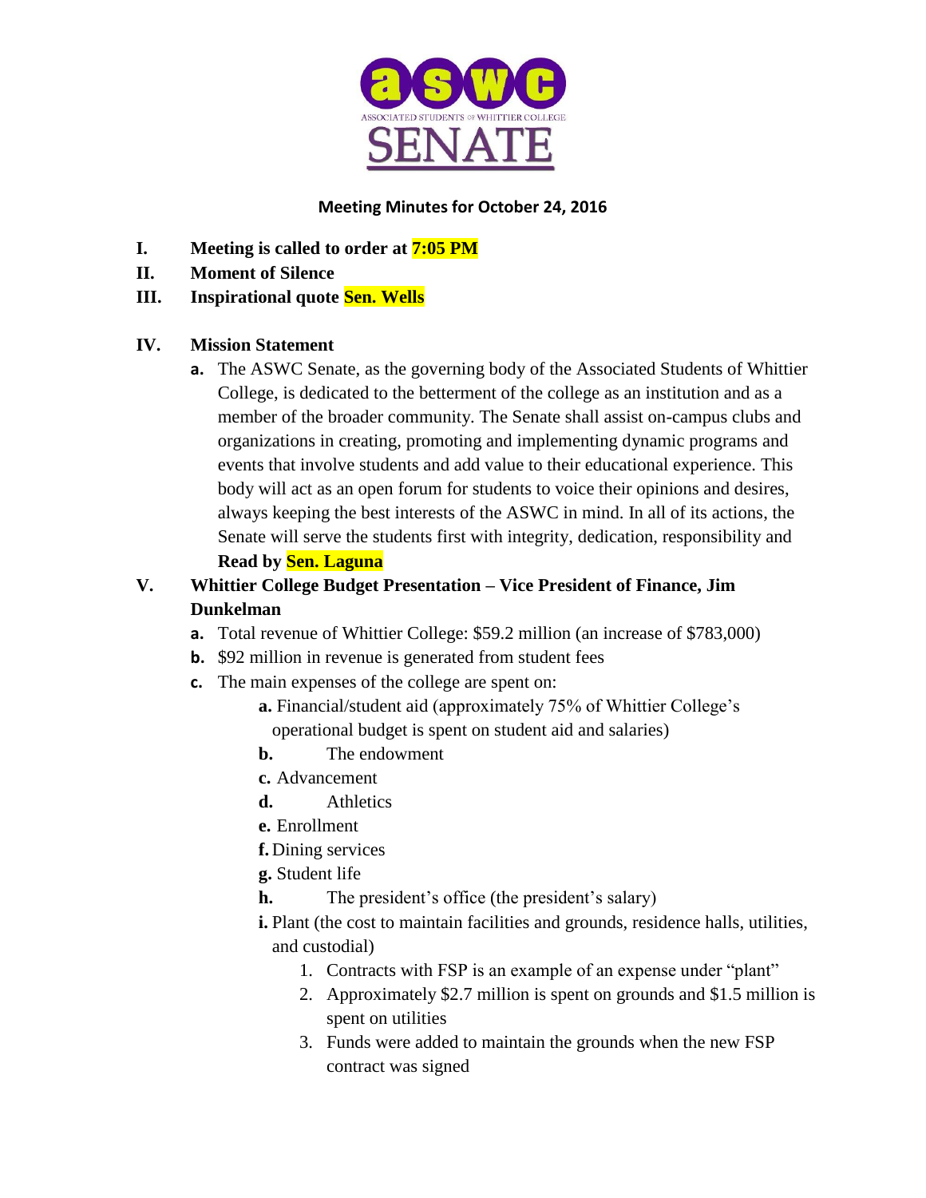**Meeting Minutes for October 24, 2016**

I. **Meeting is called to order at 7:05 PM**

II. **Moment of Silence**

III. **Inspirational quote Sen. Wells**

IV. **Mission Statement**

   a. The ASWC Senate, as the governing body of the Associated Students of Whittier College, is dedicated to the betterment of the college as an institution and as a member of the broader community. The Senate shall assist on-campus clubs and organizations in creating, promoting and implementing dynamic programs and events that involve students and add value to their educational experience. This body will act as an open forum for students to voice their opinions and desires, always keeping the best interests of the ASWC in mind. In all of its actions, the Senate will serve the students first with integrity, dedication, responsibility and **Read by Sen. Laguna**

V. **Whittier College Budget Presentation – Vice President of Finance, Jim Dunkelman**

   a. Total revenue of Whittier College: $59.2 million (an increase of $783,000)

   b. $92 million in revenue is generated from student fees

   c. The main expenses of the college are spent on:

      a. Financial/student aid (approximately 75% of Whittier College's operational budget is spent on student aid and salaries)

      b. The endowment

      c. Advancement

      d. Athletics

      e. Enrollment

      f. Dining services

      g. Student life

      h. The president's office (the president's salary)

      i. Plant (the cost to maintain facilities and grounds, residence halls, utilities, and custodial)

         1. Contracts with FSP is an example of an expense under "plant"
         2. Approximately $2.7 million is spent on grounds and $1.5 million is spent on utilities
         3. Funds were added to maintain the grounds when the new FSP contract was signed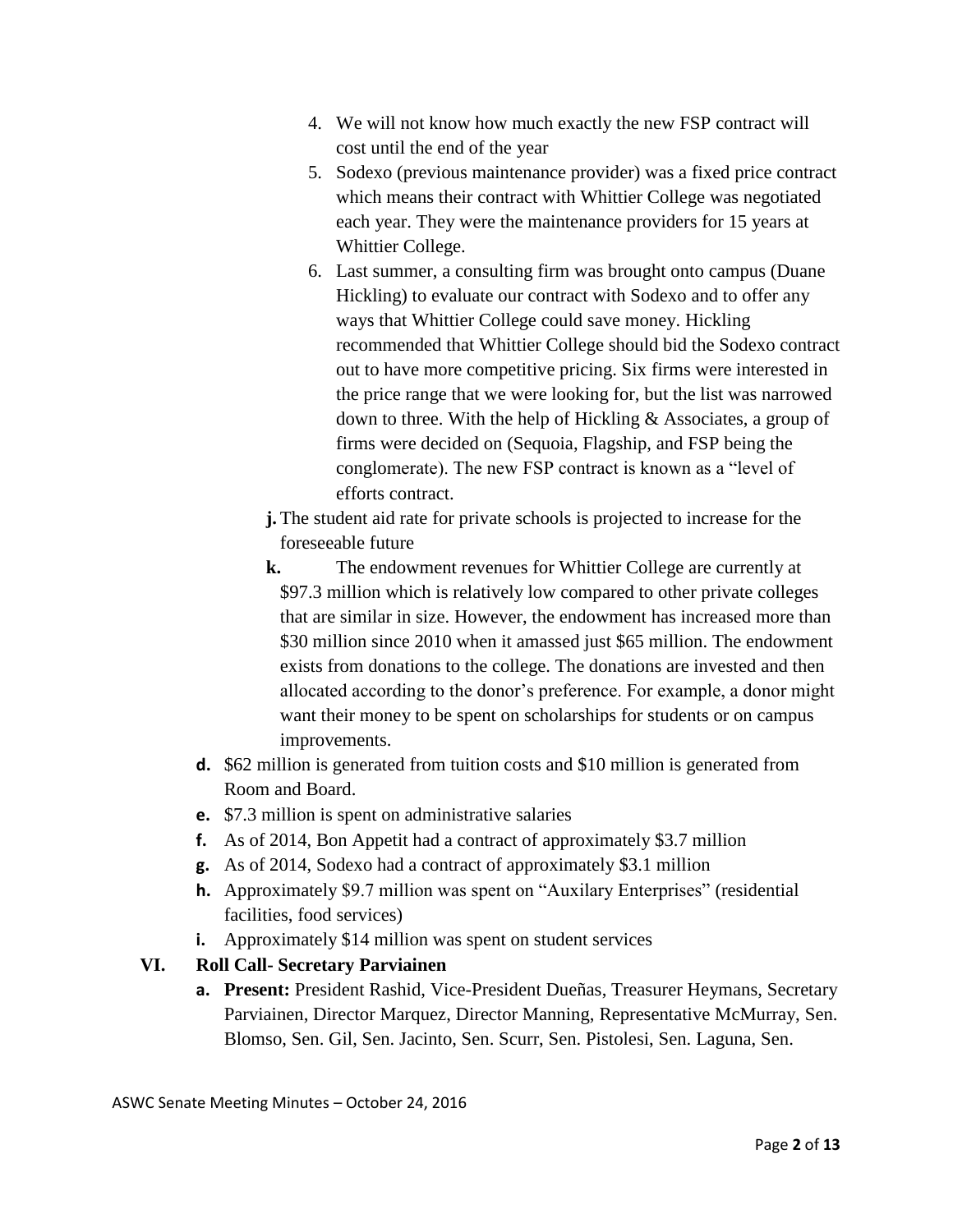4. We will not know how much exactly the new FSP contract will cost until the end of the year
5. Sodexo (previous maintenance provider) was a fixed price contract which means their contract with Whittier College was negotiated each year. They were the maintenance providers for 15 years at Whittier College.
6. Last summer, a consulting firm was brought onto campus (Duane Hickling) to evaluate our contract with Sodexo and to offer any ways that Whittier College could save money. Hickling recommended that Whittier College should bid the Sodexo contract out to have more competitive pricing. Six firms were interested in the price range that we were looking for, but the list was narrowed down to three. With the help of Hickling & Associates, a group of firms were decided on (Sequoia, Flagship, and FSP being the conglomerate). The new FSP contract is known as a "level of efforts contract.

**j.** The student aid rate for private schools is projected to increase for the foreseeable future

**k.** The endowment revenues for Whittier College are currently at $97.3 million which is relatively low compared to other private colleges that are similar in size. However, the endowment has increased more than $30 million since 2010 when it amassed just $65 million. The endowment exists from donations to the college. The donations are invested and then allocated according to the donor's preference. For example, a donor might want their money to be spent on scholarships for students or on campus improvements.

**d.** $62 million is generated from tuition costs and $10 million is generated from Room and Board.

**e.** $7.3 million is spent on administrative salaries

**f.** As of 2014, Bon Appetit had a contract of approximately $3.7 million

**g.** As of 2014, Sodexo had a contract of approximately $3.1 million

**h.** Approximately $9.7 million was spent on "Auxilary Enterprises" (residential facilities, food services)

**i.** Approximately $14 million was spent on student services

## VI. Roll Call- Secretary Parviainen

**a. Present:** President Rashid, Vice-President Dueñas, Treasurer Heymans, Secretary Parviainen, Director Marquez, Director Manning, Representative McMurray, Sen. Blomso, Sen. Gil, Sen. Jacinto, Sen. Scurr, Sen. Pistolesi, Sen. Laguna, Sen.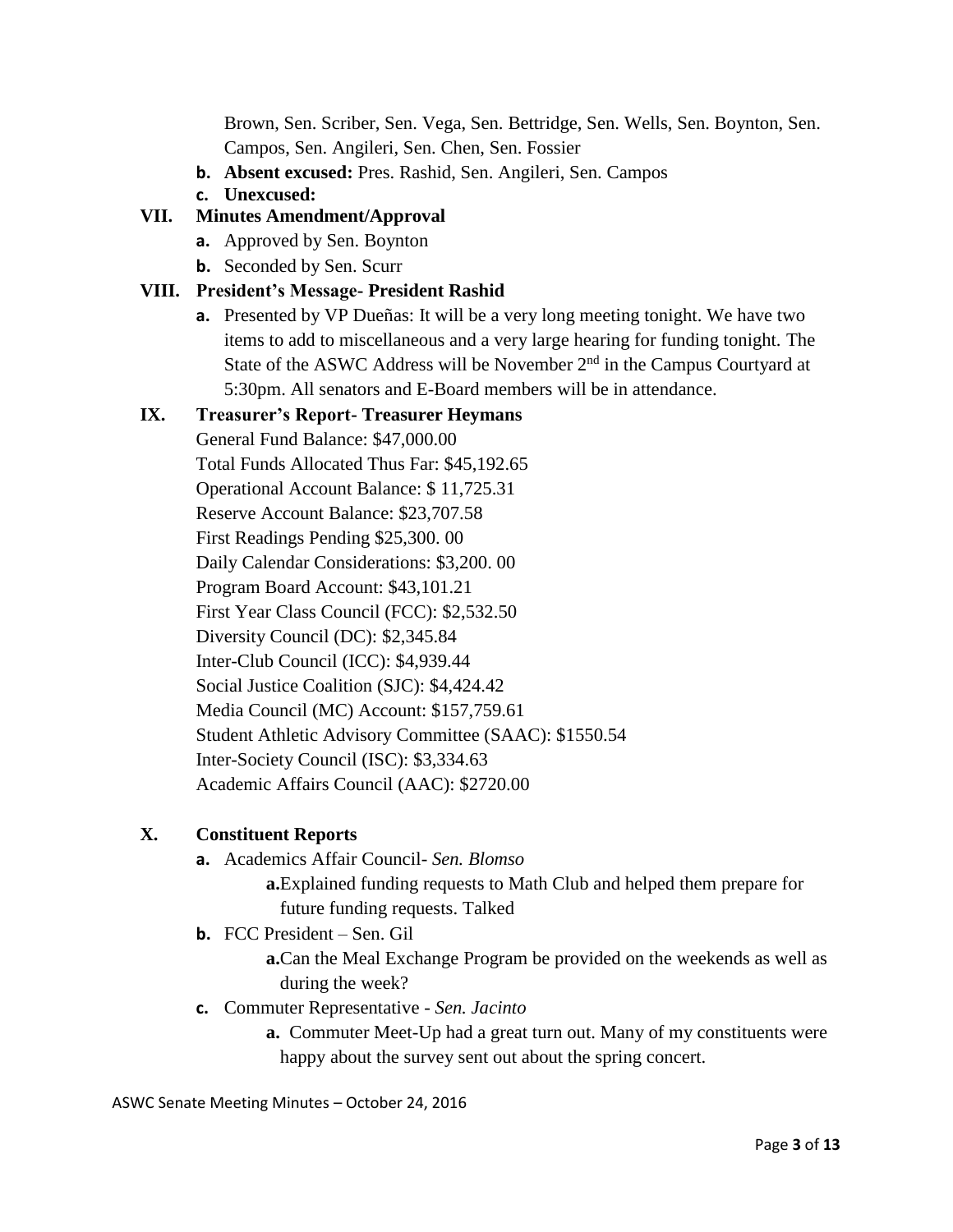Brown, Sen. Scriber, Sen. Vega, Sen. Bettridge, Sen. Wells, Sen. Boynton, Sen. Campos, Sen. Angileri, Sen. Chen, Sen. Fossier

   b. **Absent excused:** Pres. Rashid, Sen. Angileri, Sen. Campos
   c. **Unexcused:**

## VII. Minutes Amendment/Approval

   a. Approved by Sen. Boynton
   b. Seconded by Sen. Scurr

## VIII. President's Message- President Rashid

   a. Presented by VP Dueñas: It will be a very long meeting tonight. We have two items to add to miscellaneous and a very large hearing for funding tonight. The State of the ASWC Address will be November 2nd in the Campus Courtyard at 5:30pm. All senators and E-Board members will be in attendance.

## IX. Treasurer's Report- Treasurer Heymans

General Fund Balance: $47,000.00
Total Funds Allocated Thus Far: $45,192.65
Operational Account Balance: $ 11,725.31
Reserve Account Balance: $23,707.58
First Readings Pending $25,300. 00
Daily Calendar Considerations: $3,200. 00
Program Board Account: $43,101.21
First Year Class Council (FCC): $2,532.50
Diversity Council (DC): $2,345.84
Inter-Club Council (ICC): $4,939.44
Social Justice Coalition (SJC): $4,424.42
Media Council (MC) Account: $157,759.61
Student Athletic Advisory Committee (SAAC): $1550.54
Inter-Society Council (ISC): $3,334.63
Academic Affairs Council (AAC): $2720.00

## X. Constituent Reports

   a. Academics Affair Council- *Sen. Blomso*
      a. Explained funding requests to Math Club and helped them prepare for future funding requests. Talked
   b. FCC President – Sen. Gil
      a. Can the Meal Exchange Program be provided on the weekends as well as during the week?
   c. Commuter Representative - *Sen. Jacinto*
      a. Commuter Meet-Up had a great turn out. Many of my constituents were happy about the survey sent out about the spring concert.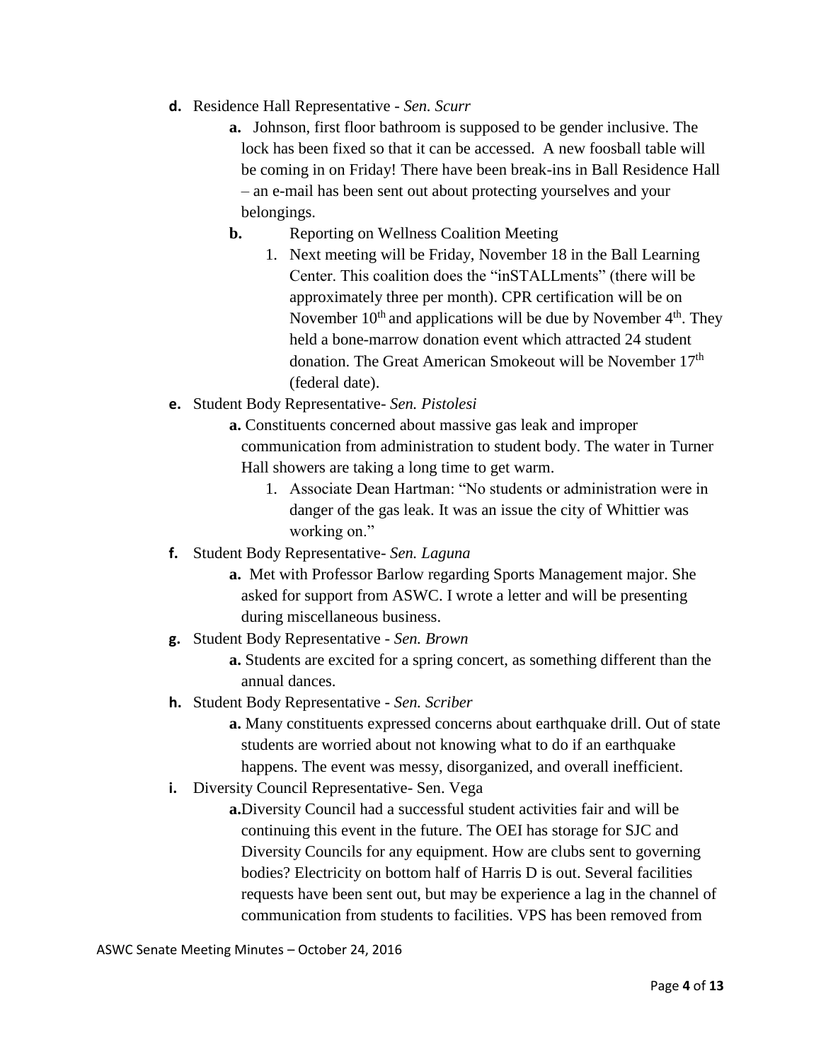- **d.** Residence Hall Representative - *Sen. Scurr*
    - **a.** Johnson, first floor bathroom is supposed to be gender inclusive. The lock has been fixed so that it can be accessed. A new foosball table will be coming in on Friday! There have been break-ins in Ball Residence Hall – an e-mail has been sent out about protecting yourselves and your belongings.
    - **b.** Reporting on Wellness Coalition Meeting
        1. Next meeting will be Friday, November 18 in the Ball Learning Center. This coalition does the "inSTALLments" (there will be approximately three per month). CPR certification will be on November 10th and applications will be due by November 4th. They held a bone-marrow donation event which attracted 24 student donation. The Great American Smokeout will be November 17th (federal date).
- **e.** Student Body Representative- *Sen. Pistolesi*
    - **a.** Constituents concerned about massive gas leak and improper communication from administration to student body. The water in Turner Hall showers are taking a long time to get warm.
        1. Associate Dean Hartman: "No students or administration were in danger of the gas leak. It was an issue the city of Whittier was working on."
- **f.** Student Body Representative- *Sen. Laguna*
    - **a.** Met with Professor Barlow regarding Sports Management major. She asked for support from ASWC. I wrote a letter and will be presenting during miscellaneous business.
- **g.** Student Body Representative - *Sen. Brown*
    - **a.** Students are excited for a spring concert, as something different than the annual dances.
- **h.** Student Body Representative - *Sen. Scriber*
    - **a.** Many constituents expressed concerns about earthquake drill. Out of state students are worried about not knowing what to do if an earthquake happens. The event was messy, disorganized, and overall inefficient.
- **i.** Diversity Council Representative- Sen. Vega
    - **a.** Diversity Council had a successful student activities fair and will be continuing this event in the future. The OEI has storage for SJC and Diversity Councils for any equipment. How are clubs sent to governing bodies? Electricity on bottom half of Harris D is out. Several facilities requests have been sent out, but may be experience a lag in the channel of communication from students to facilities. VPS has been removed from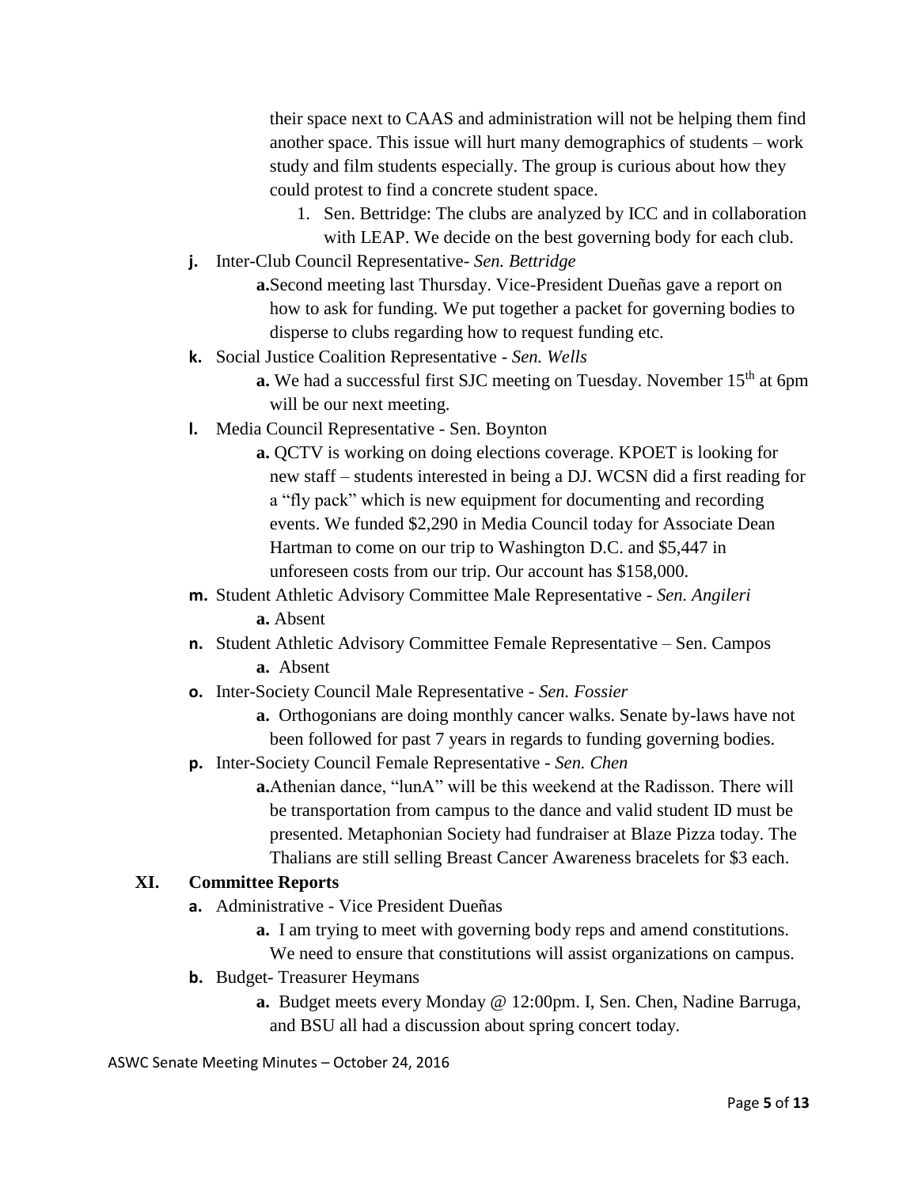their space next to CAAS and administration will not be helping them find another space. This issue will hurt many demographics of students – work study and film students especially. The group is curious about how they could protest to find a concrete student space.

1. Sen. Bettridge: The clubs are analyzed by ICC and in collaboration with LEAP. We decide on the best governing body for each club.

**j.** Inter-Club Council Representative- *Sen. Bettridge*

**a.** Second meeting last Thursday. Vice-President Dueñas gave a report on how to ask for funding. We put together a packet for governing bodies to disperse to clubs regarding how to request funding etc.

**k.** Social Justice Coalition Representative - *Sen. Wells*

**a.** We had a successful first SJC meeting on Tuesday. November 15th at 6pm will be our next meeting.

**l.** Media Council Representative - Sen. Boynton

**a.** QCTV is working on doing elections coverage. KPOET is looking for new staff – students interested in being a DJ. WCSN did a first reading for a "fly pack" which is new equipment for documenting and recording events. We funded $2,290 in Media Council today for Associate Dean Hartman to come on our trip to Washington D.C. and $5,447 in unforeseen costs from our trip. Our account has $158,000.

**m.** Student Athletic Advisory Committee Male Representative - *Sen. Angileri*

**a.** Absent

**n.** Student Athletic Advisory Committee Female Representative – Sen. Campos

**a.** Absent

**o.** Inter-Society Council Male Representative - *Sen. Fossier*

**a.** Orthogonians are doing monthly cancer walks. Senate by-laws have not been followed for past 7 years in regards to funding governing bodies.

**p.** Inter-Society Council Female Representative - *Sen. Chen*

**a.** Athenian dance, "lunA" will be this weekend at the Radisson. There will be transportation from campus to the dance and valid student ID must be presented. Metaphonian Society had fundraiser at Blaze Pizza today. The Thalians are still selling Breast Cancer Awareness bracelets for $3 each.

## XI. Committee Reports

**a.** Administrative - Vice President Dueñas

**a.** I am trying to meet with governing body reps and amend constitutions. We need to ensure that constitutions will assist organizations on campus.

**b.** Budget- Treasurer Heymans

**a.** Budget meets every Monday @ 12:00pm. I, Sen. Chen, Nadine Barruga, and BSU all had a discussion about spring concert today.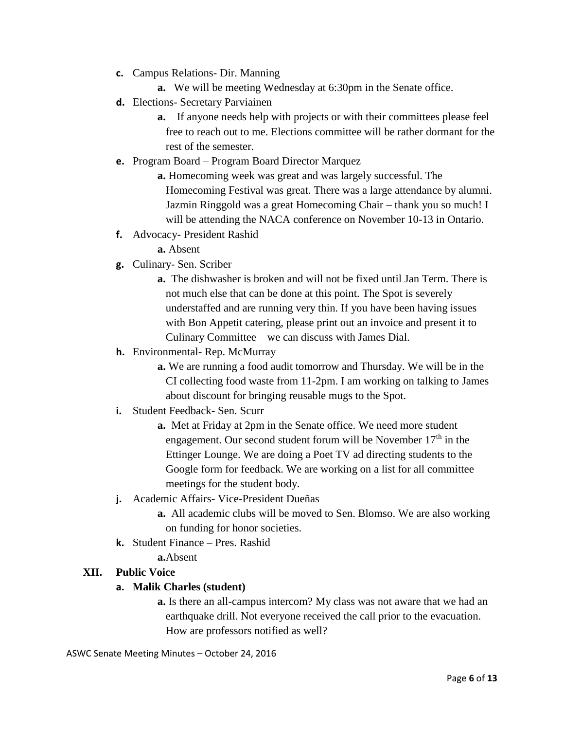c. Campus Relations- Dir. Manning
    a. We will be meeting Wednesday at 6:30pm in the Senate office.
d. Elections- Secretary Parviainen
    a. If anyone needs help with projects or with their committees please feel free to reach out to me. Elections committee will be rather dormant for the rest of the semester.
e. Program Board – Program Board Director Marquez
    a. Homecoming week was great and was largely successful. The Homecoming Festival was great. There was a large attendance by alumni. Jazmin Ringgold was a great Homecoming Chair – thank you so much! I will be attending the NACA conference on November 10-13 in Ontario.
f. Advocacy- President Rashid
    a. Absent
g. Culinary- Sen. Scriber
    a. The dishwasher is broken and will not be fixed until Jan Term. There is not much else that can be done at this point. The Spot is severely understaffed and are running very thin. If you have been having issues with Bon Appetit catering, please print out an invoice and present it to Culinary Committee – we can discuss with James Dial.
h. Environmental- Rep. McMurray
    a. We are running a food audit tomorrow and Thursday. We will be in the CI collecting food waste from 11-2pm. I am working on talking to James about discount for bringing reusable mugs to the Spot.
i. Student Feedback- Sen. Scurr
    a. Met at Friday at 2pm in the Senate office. We need more student engagement. Our second student forum will be November 17th in the Ettinger Lounge. We are doing a Poet TV ad directing students to the Google form for feedback. We are working on a list for all committee meetings for the student body.
j. Academic Affairs- Vice-President Dueñas
    a. All academic clubs will be moved to Sen. Blomso. We are also working on funding for honor societies.
k. Student Finance – Pres. Rashid
    a. Absent

## XII. Public Voice

**a. Malik Charles (student)**

a. Is there an all-campus intercom? My class was not aware that we had an earthquake drill. Not everyone received the call prior to the evacuation. How are professors notified as well?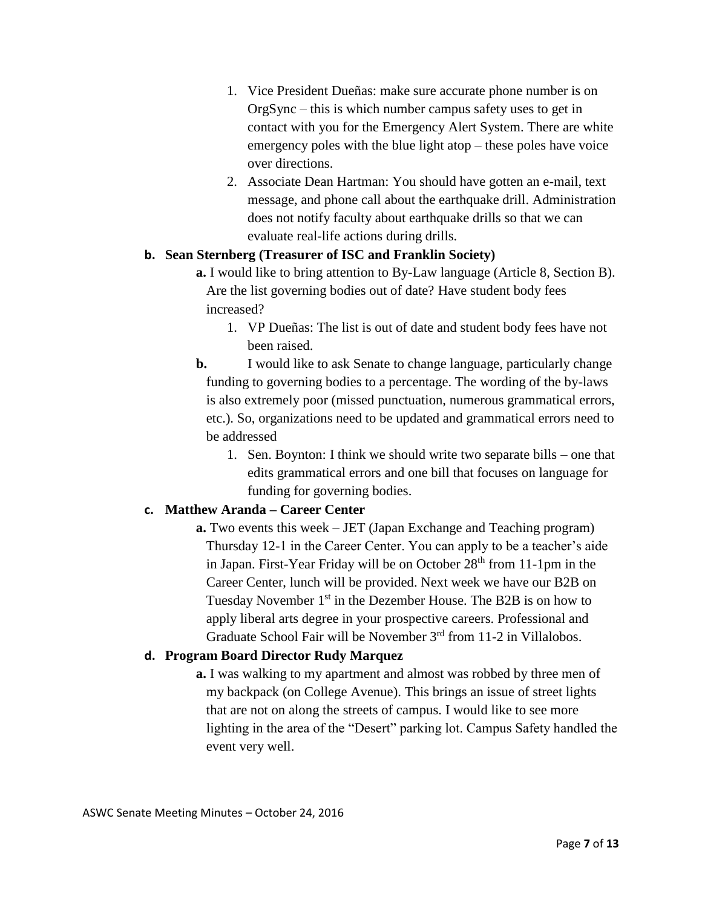1. Vice President Dueñas: make sure accurate phone number is on OrgSync – this is which number campus safety uses to get in contact with you for the Emergency Alert System. There are white emergency poles with the blue light atop – these poles have voice over directions.
2. Associate Dean Hartman: You should have gotten an e-mail, text message, and phone call about the earthquake drill. Administration does not notify faculty about earthquake drills so that we can evaluate real-life actions during drills.

**b. Sean Sternberg (Treasurer of ISC and Franklin Society)**

- **a.** I would like to bring attention to By-Law language (Article 8, Section B). Are the list governing bodies out of date? Have student body fees increased?
  1. VP Dueñas: The list is out of date and student body fees have not been raised.
- **b.** I would like to ask Senate to change language, particularly change funding to governing bodies to a percentage. The wording of the by-laws is also extremely poor (missed punctuation, numerous grammatical errors, etc.). So, organizations need to be updated and grammatical errors need to be addressed
  1. Sen. Boynton: I think we should write two separate bills – one that edits grammatical errors and one bill that focuses on language for funding for governing bodies.

**c. Matthew Aranda – Career Center**

- **a.** Two events this week – JET (Japan Exchange and Teaching program) Thursday 12-1 in the Career Center. You can apply to be a teacher's aide in Japan. First-Year Friday will be on October 28th from 11-1pm in the Career Center, lunch will be provided. Next week we have our B2B on Tuesday November 1st in the Dezember House. The B2B is on how to apply liberal arts degree in your prospective careers. Professional and Graduate School Fair will be November 3rd from 11-2 in Villalobos.

**d. Program Board Director Rudy Marquez**

- **a.** I was walking to my apartment and almost was robbed by three men of my backpack (on College Avenue). This brings an issue of street lights that are not on along the streets of campus. I would like to see more lighting in the area of the "Desert" parking lot. Campus Safety handled the event very well.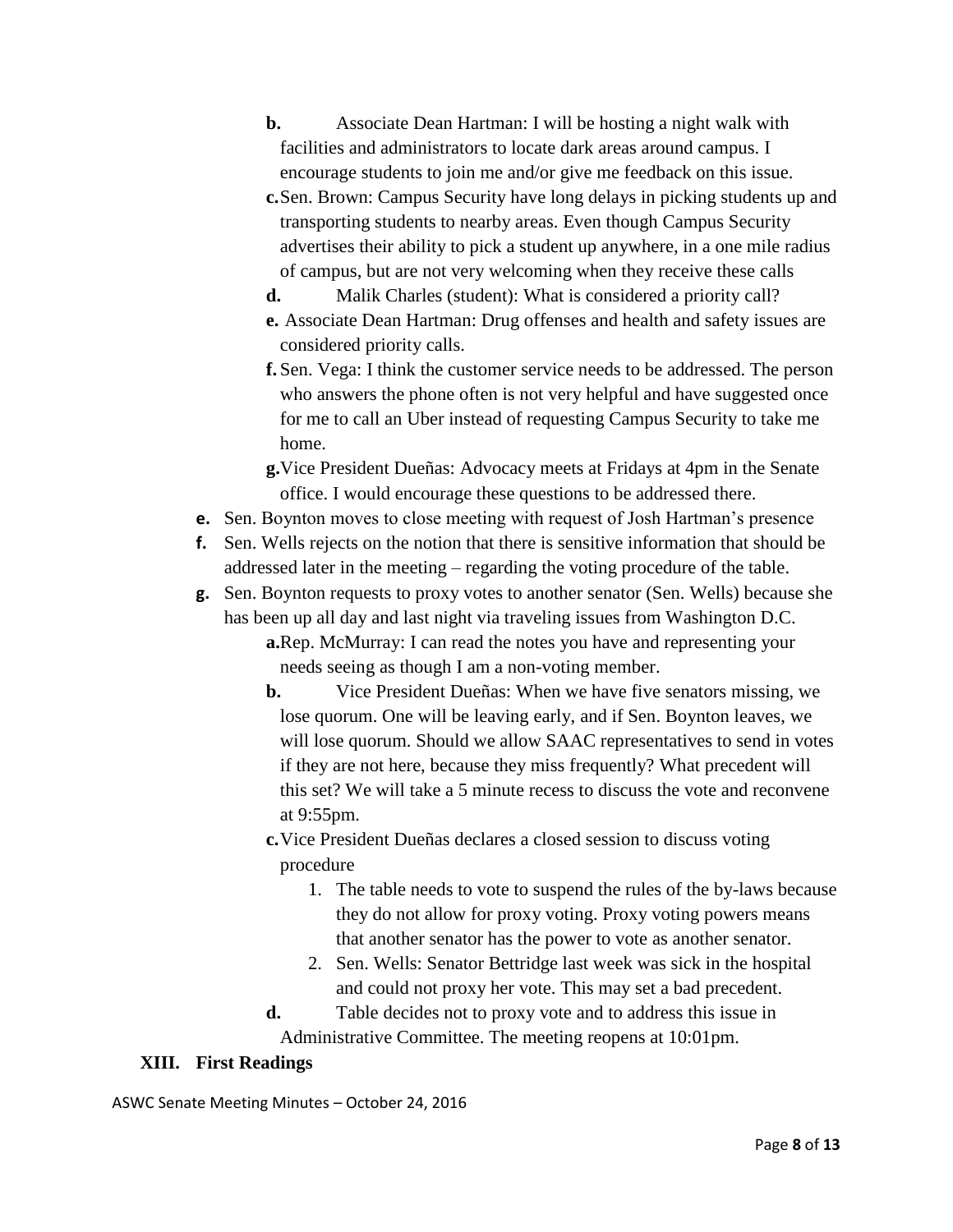- **b.** Associate Dean Hartman: I will be hosting a night walk with facilities and administrators to locate dark areas around campus. I encourage students to join me and/or give me feedback on this issue.
- **c.** Sen. Brown: Campus Security have long delays in picking students up and transporting students to nearby areas. Even though Campus Security advertises their ability to pick a student up anywhere, in a one mile radius of campus, but are not very welcoming when they receive these calls
- **d.** Malik Charles (student): What is considered a priority call?
- **e.** Associate Dean Hartman: Drug offenses and health and safety issues are considered priority calls.
- **f.** Sen. Vega: I think the customer service needs to be addressed. The person who answers the phone often is not very helpful and have suggested once for me to call an Uber instead of requesting Campus Security to take me home.
- **g.** Vice President Dueñas: Advocacy meets at Fridays at 4pm in the Senate office. I would encourage these questions to be addressed there.

**e.** Sen. Boynton moves to close meeting with request of Josh Hartman's presence

**f.** Sen. Wells rejects on the notion that there is sensitive information that should be addressed later in the meeting – regarding the voting procedure of the table.

**g.** Sen. Boynton requests to proxy votes to another senator (Sen. Wells) because she has been up all day and last night via traveling issues from Washington D.C.

- **a.** Rep. McMurray: I can read the notes you have and representing your needs seeing as though I am a non-voting member.
- **b.** Vice President Dueñas: When we have five senators missing, we lose quorum. One will be leaving early, and if Sen. Boynton leaves, we will lose quorum. Should we allow SAAC representatives to send in votes if they are not here, because they miss frequently? What precedent will this set? We will take a 5 minute recess to discuss the vote and reconvene at 9:55pm.
- **c.** Vice President Dueñas declares a closed session to discuss voting procedure
  1. The table needs to vote to suspend the rules of the by-laws because they do not allow for proxy voting. Proxy voting powers means that another senator has the power to vote as another senator.
  2. Sen. Wells: Senator Bettridge last week was sick in the hospital and could not proxy her vote. This may set a bad precedent.
- **d.** Table decides not to proxy vote and to address this issue in Administrative Committee. The meeting reopens at 10:01pm.

## XIII. First Readings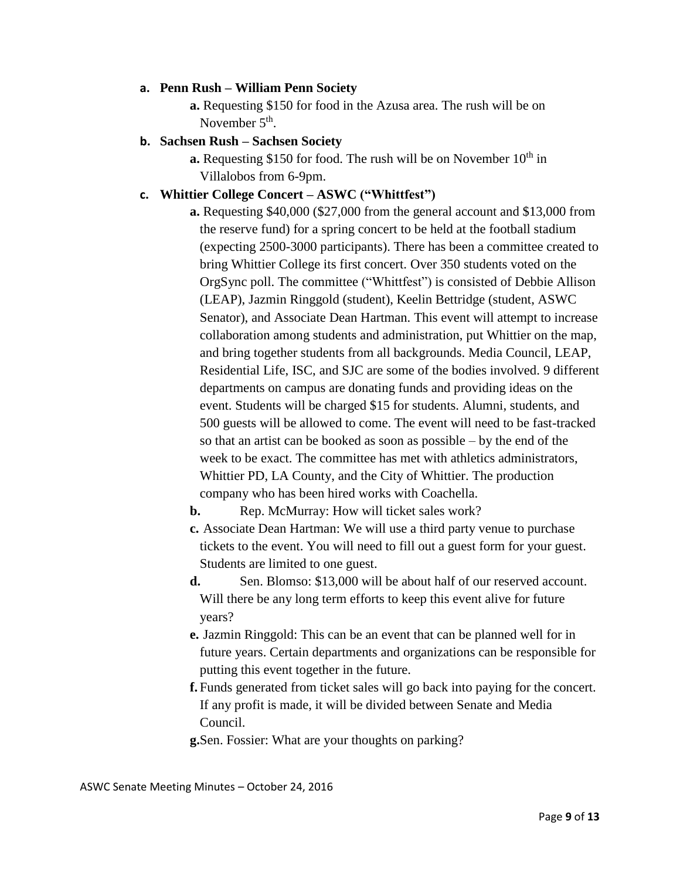- **a. Penn Rush – William Penn Society**
  - **a.** Requesting $150 for food in the Azusa area. The rush will be on November 5th.
- **b. Sachsen Rush – Sachsen Society**
  - **a.** Requesting $150 for food. The rush will be on November 10th in Villalobos from 6-9pm.
- **c. Whittier College Concert – ASWC ("Whittfest")**
  - **a.** Requesting $40,000 ($27,000 from the general account and $13,000 from the reserve fund) for a spring concert to be held at the football stadium (expecting 2500-3000 participants). There has been a committee created to bring Whittier College its first concert. Over 350 students voted on the OrgSync poll. The committee ("Whittfest") is consisted of Debbie Allison (LEAP), Jazmin Ringgold (student), Keelin Bettridge (student, ASWC Senator), and Associate Dean Hartman. This event will attempt to increase collaboration among students and administration, put Whittier on the map, and bring together students from all backgrounds. Media Council, LEAP, Residential Life, ISC, and SJC are some of the bodies involved. 9 different departments on campus are donating funds and providing ideas on the event. Students will be charged $15 for students. Alumni, students, and 500 guests will be allowed to come. The event will need to be fast-tracked so that an artist can be booked as soon as possible – by the end of the week to be exact. The committee has met with athletics administrators, Whittier PD, LA County, and the City of Whittier. The production company who has been hired works with Coachella.
  - **b.** Rep. McMurray: How will ticket sales work?
  - **c.** Associate Dean Hartman: We will use a third party venue to purchase tickets to the event. You will need to fill out a guest form for your guest. Students are limited to one guest.
  - **d.** Sen. Blomso: $13,000 will be about half of our reserved account. Will there be any long term efforts to keep this event alive for future years?
  - **e.** Jazmin Ringgold: This can be an event that can be planned well for in future years. Certain departments and organizations can be responsible for putting this event together in the future.
  - **f.** Funds generated from ticket sales will go back into paying for the concert. If any profit is made, it will be divided between Senate and Media Council.
  - **g.** Sen. Fossier: What are your thoughts on parking?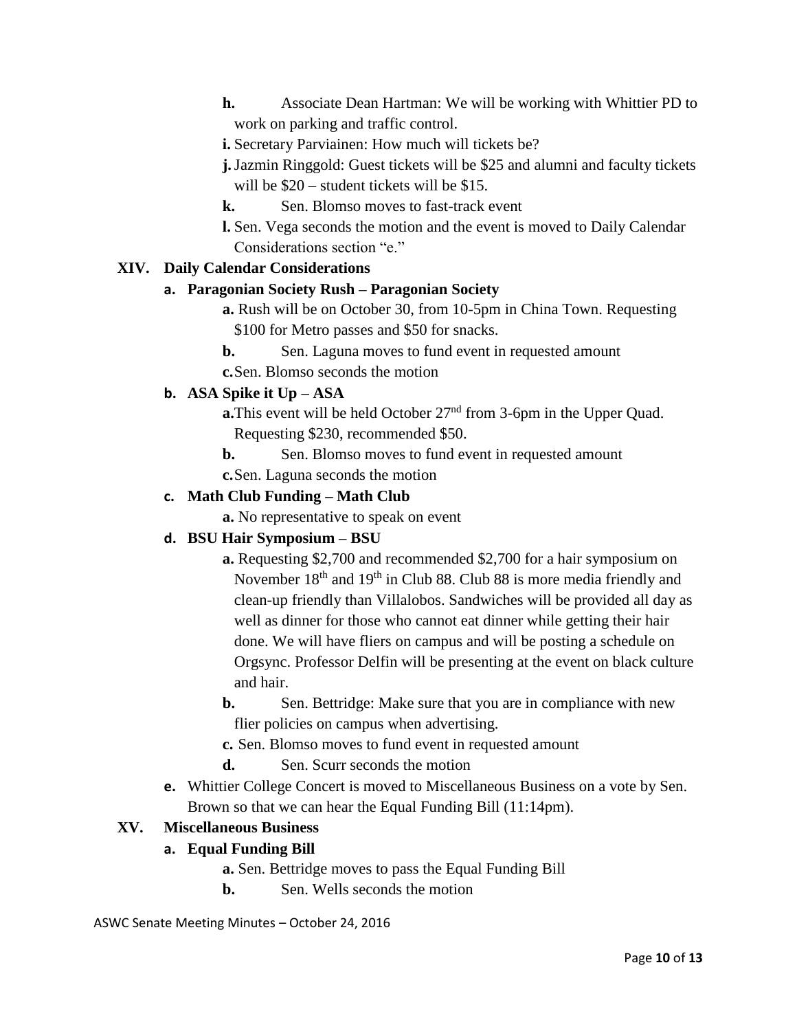- **h.** Associate Dean Hartman: We will be working with Whittier PD to work on parking and traffic control.
- **i.** Secretary Parviainen: How much will tickets be?
- **j.** Jazmin Ringgold: Guest tickets will be $25 and alumni and faculty tickets will be $20 – student tickets will be $15.
- **k.** Sen. Blomso moves to fast-track event
- **l.** Sen. Vega seconds the motion and the event is moved to Daily Calendar Considerations section "e."

## XIV. Daily Calendar Considerations

### a. Paragonian Society Rush – Paragonian Society

- **a.** Rush will be on October 30, from 10-5pm in China Town. Requesting $100 for Metro passes and $50 for snacks.
- **b.** Sen. Laguna moves to fund event in requested amount
- **c.** Sen. Blomso seconds the motion

### b. ASA Spike it Up – ASA

- **a.** This event will be held October 27th from 3-6pm in the Upper Quad. Requesting $230, recommended $50.
- **b.** Sen. Blomso moves to fund event in requested amount
- **c.** Sen. Laguna seconds the motion

### c. Math Club Funding – Math Club

- **a.** No representative to speak on event

### d. BSU Hair Symposium – BSU

- **a.** Requesting $2,700 and recommended $2,700 for a hair symposium on November 18th and 19th in Club 88. Club 88 is more media friendly and clean-up friendly than Villalobos. Sandwiches will be provided all day as well as dinner for those who cannot eat dinner while getting their hair done. We will have fliers on campus and will be posting a schedule on Orgsync. Professor Delfin will be presenting at the event on black culture and hair.
- **b.** Sen. Bettridge: Make sure that you are in compliance with new flier policies on campus when advertising.
- **c.** Sen. Blomso moves to fund event in requested amount
- **d.** Sen. Scurr seconds the motion

**e.** Whittier College Concert is moved to Miscellaneous Business on a vote by Sen. Brown so that we can hear the Equal Funding Bill (11:14pm).

## XV. Miscellaneous Business

### a. Equal Funding Bill

- **a.** Sen. Bettridge moves to pass the Equal Funding Bill
- **b.** Sen. Wells seconds the motion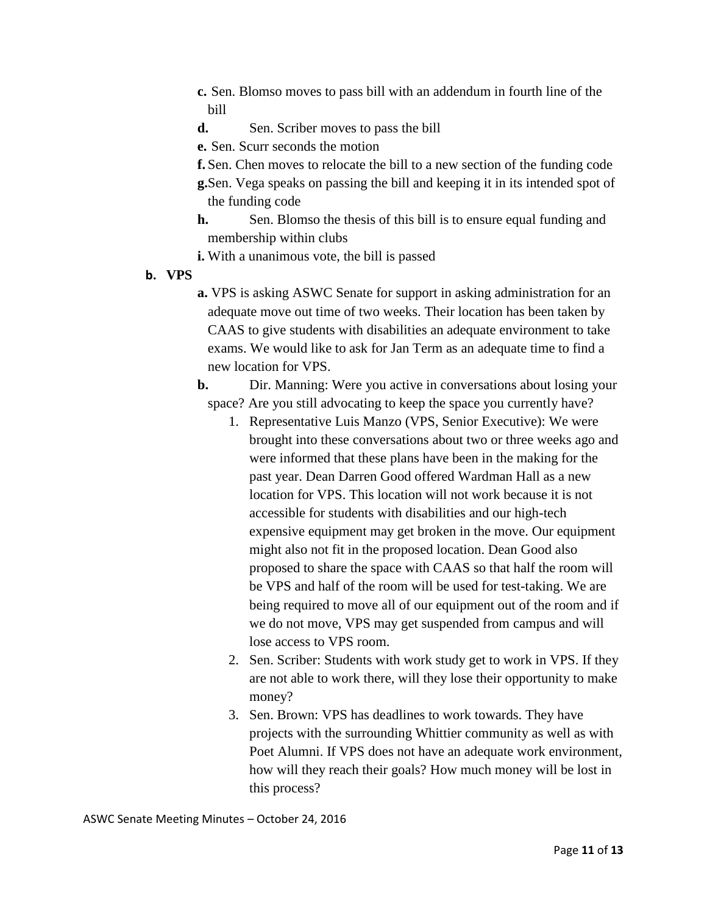- c. Sen. Blomso moves to pass bill with an addendum in fourth line of the bill
- d. Sen. Scriber moves to pass the bill
- e. Sen. Scurr seconds the motion
- f. Sen. Chen moves to relocate the bill to a new section of the funding code
- g. Sen. Vega speaks on passing the bill and keeping it in its intended spot of the funding code
- h. Sen. Blomso the thesis of this bill is to ensure equal funding and membership within clubs
- i. With a unanimous vote, the bill is passed

**b. VPS**

- a. VPS is asking ASWC Senate for support in asking administration for an adequate move out time of two weeks. Their location has been taken by CAAS to give students with disabilities an adequate environment to take exams. We would like to ask for Jan Term as an adequate time to find a new location for VPS.
- b. Dir. Manning: Were you active in conversations about losing your space? Are you still advocating to keep the space you currently have?
  1. Representative Luis Manzo (VPS, Senior Executive): We were brought into these conversations about two or three weeks ago and were informed that these plans have been in the making for the past year. Dean Darren Good offered Wardman Hall as a new location for VPS. This location will not work because it is not accessible for students with disabilities and our high-tech expensive equipment may get broken in the move. Our equipment might also not fit in the proposed location. Dean Good also proposed to share the space with CAAS so that half the room will be VPS and half of the room will be used for test-taking. We are being required to move all of our equipment out of the room and if we do not move, VPS may get suspended from campus and will lose access to VPS room.
  2. Sen. Scriber: Students with work study get to work in VPS. If they are not able to work there, will they lose their opportunity to make money?
  3. Sen. Brown: VPS has deadlines to work towards. They have projects with the surrounding Whittier community as well as with Poet Alumni. If VPS does not have an adequate work environment, how will they reach their goals? How much money will be lost in this process?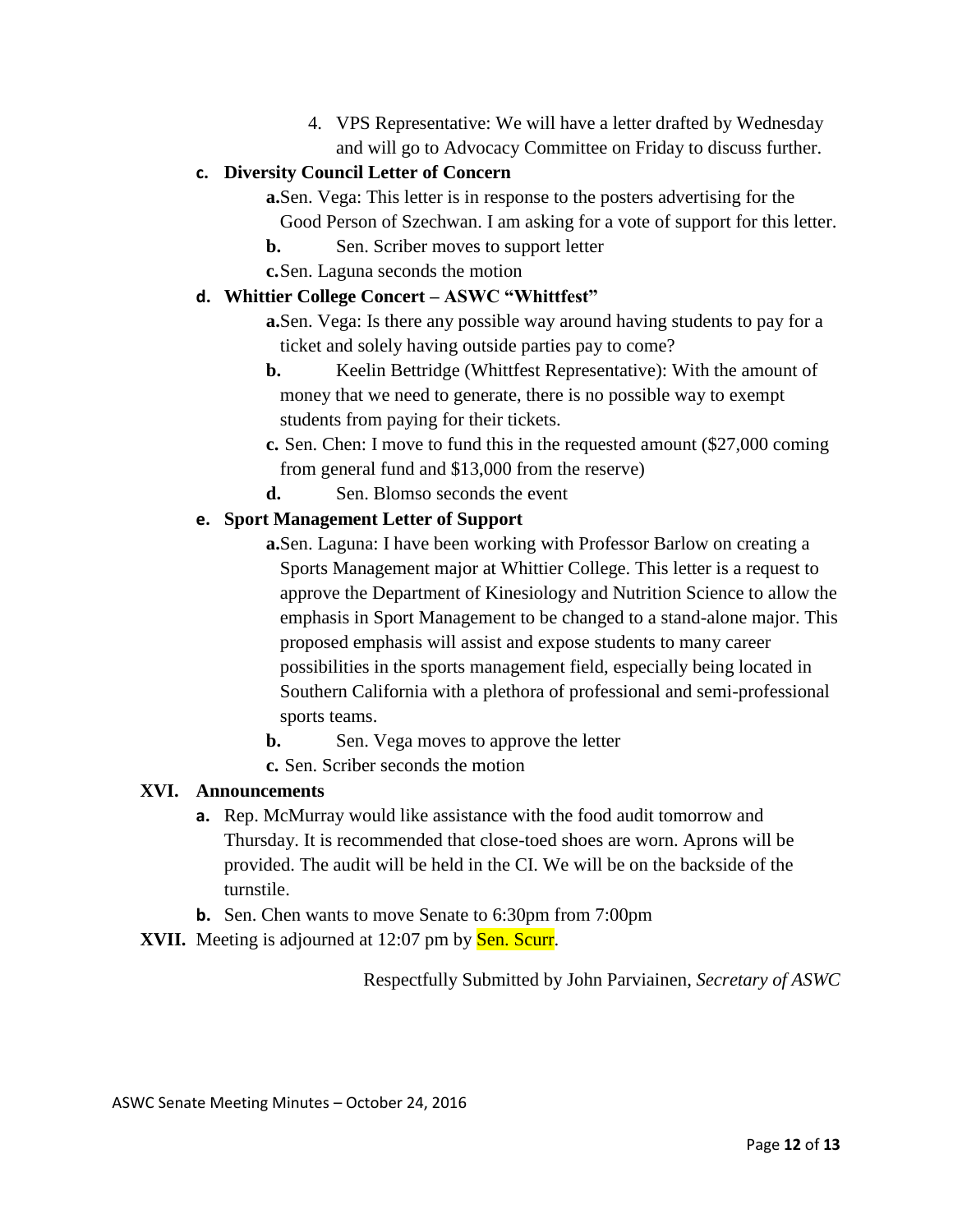4. VPS Representative: We will have a letter drafted by Wednesday and will go to Advocacy Committee on Friday to discuss further.

c. **Diversity Council Letter of Concern**
   - **a.** Sen. Vega: This letter is in response to the posters advertising for the Good Person of Szechwan. I am asking for a vote of support for this letter.
   - **b.** Sen. Scriber moves to support letter
   - **c.** Sen. Laguna seconds the motion

d. **Whittier College Concert – ASWC "Whittfest"**
   - **a.** Sen. Vega: Is there any possible way around having students to pay for a ticket and solely having outside parties pay to come?
   - **b.** Keelin Bettridge (Whittfest Representative): With the amount of money that we need to generate, there is no possible way to exempt students from paying for their tickets.
   - **c.** Sen. Chen: I move to fund this in the requested amount ($27,000 coming from general fund and $13,000 from the reserve)
   - **d.** Sen. Blomso seconds the event

e. **Sport Management Letter of Support**
   - **a.** Sen. Laguna: I have been working with Professor Barlow on creating a Sports Management major at Whittier College. This letter is a request to approve the Department of Kinesiology and Nutrition Science to allow the emphasis in Sport Management to be changed to a stand-alone major. This proposed emphasis will assist and expose students to many career possibilities in the sports management field, especially being located in Southern California with a plethora of professional and semi-professional sports teams.
   - **b.** Sen. Vega moves to approve the letter
   - **c.** Sen. Scriber seconds the motion

**XVI. Announcements**

a. Rep. McMurray would like assistance with the food audit tomorrow and Thursday. It is recommended that close-toed shoes are worn. Aprons will be provided. The audit will be held in the CI. We will be on the backside of the turnstile.

b. Sen. Chen wants to move Senate to 6:30pm from 7:00pm

**XVII.** Meeting is adjourned at 12:07 pm by Sen. Scurr.

Respectfully Submitted by John Parviainen, *Secretary of ASWC*